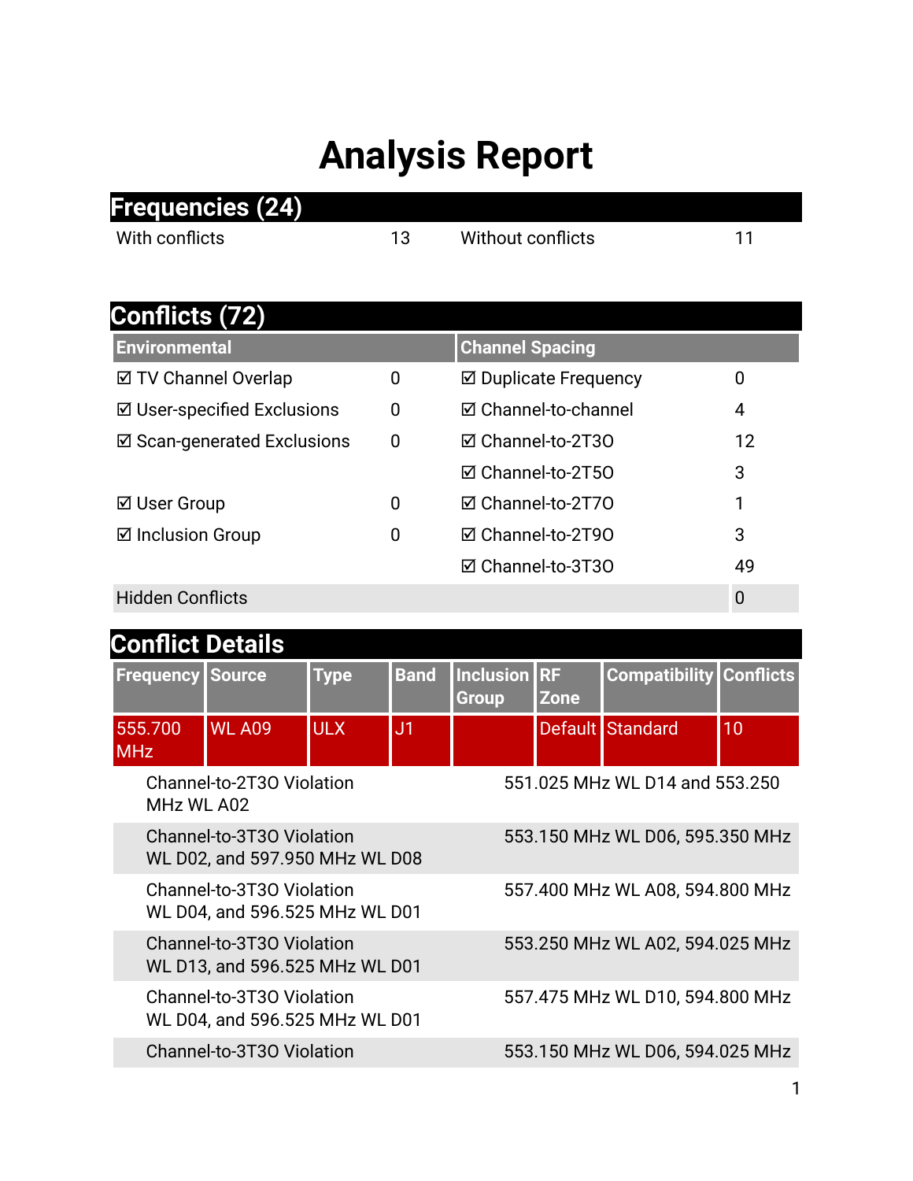# Analysis Report

## Frequencies (24)

| With conflicts | 13 | Without conflicts | 11 |
|---|---|---|---|

## Conflicts (72)

| Environmental | | Channel Spacing | |
|---|---|---|---|
| ☑ TV Channel Overlap | 0 | ☑ Duplicate Frequency | 0 |
| ☑ User-specified Exclusions | 0 | ☑ Channel-to-channel | 4 |
| ☑ Scan-generated Exclusions | 0 | ☑ Channel-to-2T3O | 12 |
| | | ☑ Channel-to-2T5O | 3 |
| ☑ User Group | 0 | ☑ Channel-to-2T7O | 1 |
| ☑ Inclusion Group | 0 | ☑ Channel-to-2T9O | 3 |
| | | ☑ Channel-to-3T3O | 49 |
| Hidden Conflicts | | | 0 |

## Conflict Details

| Frequency | Source | Type | Band | Inclusion Group | RF Zone | Compatibility | Conflicts |
|---|---|---|---|---|---|---|---|
| 555.700 MHz | WL A09 | ULX | J1 | | Default | Standard | 10 |

| Violation | Details |
|---|---|
| Channel-to-2T3O Violation | 551.025 MHz WL D14 and 553.250 MHz WL A02 |
| Channel-to-3T3O Violation | 553.150 MHz WL D06, 595.350 MHz WL D02, and 597.950 MHz WL D08 |
| Channel-to-3T3O Violation | 557.400 MHz WL A08, 594.800 MHz WL D04, and 596.525 MHz WL D01 |
| Channel-to-3T3O Violation | 553.250 MHz WL A02, 594.025 MHz WL D13, and 596.525 MHz WL D01 |
| Channel-to-3T3O Violation | 557.475 MHz WL D10, 594.800 MHz WL D04, and 596.525 MHz WL D01 |
| Channel-to-3T3O Violation | 553.150 MHz WL D06, 594.025 MHz |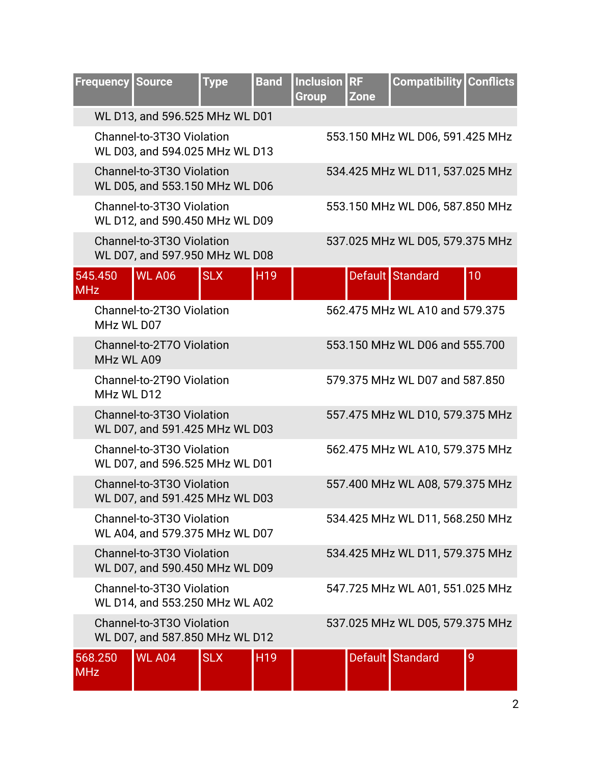| Frequency | Source | Type | Band | Inclusion Group | RF Zone | Compatibility | Conflicts |
|---|---|---|---|---|---|---|---|
| WL D13, and 596.525 MHz WL D01 | | | | | | | |
| Channel-to-3T3O Violation | | | | 553.150 MHz WL D06, 591.425 MHz WL D03, and 594.025 MHz WL D13 | | | |
| Channel-to-3T3O Violation | | | | 534.425 MHz WL D11, 537.025 MHz WL D05, and 553.150 MHz WL D06 | | | |
| Channel-to-3T3O Violation | | | | 553.150 MHz WL D06, 587.850 MHz WL D12, and 590.450 MHz WL D09 | | | |
| Channel-to-3T3O Violation | | | | 537.025 MHz WL D05, 579.375 MHz WL D07, and 597.950 MHz WL D08 | | | |
| 545.450 MHz | WL A06 | SLX | H19 | | Default | Standard | 10 |
| Channel-to-2T3O Violation | | | | 562.475 MHz WL A10 and 579.375 MHz WL D07 | | | |
| Channel-to-2T7O Violation | | | | 553.150 MHz WL D06 and 555.700 MHz WL A09 | | | |
| Channel-to-2T9O Violation | | | | 579.375 MHz WL D07 and 587.850 MHz WL D12 | | | |
| Channel-to-3T3O Violation | | | | 557.475 MHz WL D10, 579.375 MHz WL D07, and 591.425 MHz WL D03 | | | |
| Channel-to-3T3O Violation | | | | 562.475 MHz WL A10, 579.375 MHz WL D07, and 596.525 MHz WL D01 | | | |
| Channel-to-3T3O Violation | | | | 557.400 MHz WL A08, 579.375 MHz WL D07, and 591.425 MHz WL D03 | | | |
| Channel-to-3T3O Violation | | | | 534.425 MHz WL D11, 568.250 MHz WL A04, and 579.375 MHz WL D07 | | | |
| Channel-to-3T3O Violation | | | | 534.425 MHz WL D11, 579.375 MHz WL D07, and 590.450 MHz WL D09 | | | |
| Channel-to-3T3O Violation | | | | 547.725 MHz WL A01, 551.025 MHz WL D14, and 553.250 MHz WL A02 | | | |
| Channel-to-3T3O Violation | | | | 537.025 MHz WL D05, 579.375 MHz WL D07, and 587.850 MHz WL D12 | | | |
| 568.250 MHz | WL A04 | SLX | H19 | | Default | Standard | 9 |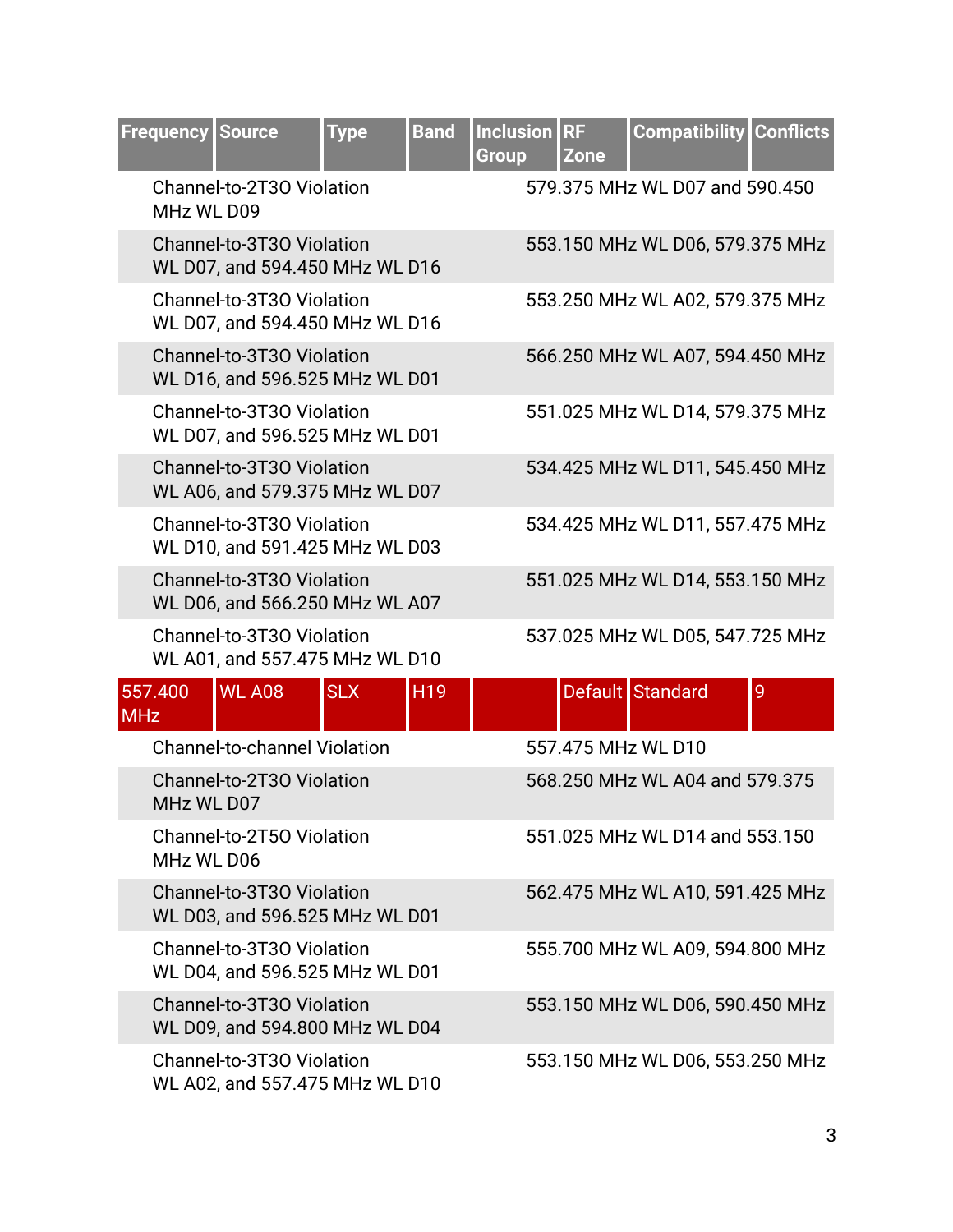| Frequency | Source | Type | Band | Inclusion Group | RF Zone | Compatibility | Conflicts |
|---|---|---|---|---|---|---|---|
| Channel-to-2T3O Violation | | | | 579.375 MHz WL D07 and 590.450 MHz WL D09 | | | |
| Channel-to-3T3O Violation | | | | 553.150 MHz WL D06, 579.375 MHz WL D07, and 594.450 MHz WL D16 | | | |
| Channel-to-3T3O Violation | | | | 553.250 MHz WL A02, 579.375 MHz WL D07, and 594.450 MHz WL D16 | | | |
| Channel-to-3T3O Violation | | | | 566.250 MHz WL A07, 594.450 MHz WL D16, and 596.525 MHz WL D01 | | | |
| Channel-to-3T3O Violation | | | | 551.025 MHz WL D14, 579.375 MHz WL D07, and 596.525 MHz WL D01 | | | |
| Channel-to-3T3O Violation | | | | 534.425 MHz WL D11, 545.450 MHz WL A06, and 579.375 MHz WL D07 | | | |
| Channel-to-3T3O Violation | | | | 534.425 MHz WL D11, 557.475 MHz WL D10, and 591.425 MHz WL D03 | | | |
| Channel-to-3T3O Violation | | | | 551.025 MHz WL D14, 553.150 MHz WL D06, and 566.250 MHz WL A07 | | | |
| Channel-to-3T3O Violation | | | | 537.025 MHz WL D05, 547.725 MHz WL A01, and 557.475 MHz WL D10 | | | |
| 557.400 MHz | WL A08 | SLX | H19 | | Default | Standard | 9 |
| Channel-to-channel Violation | | | | 557.475 MHz WL D10 | | | |
| Channel-to-2T3O Violation | | | | 568.250 MHz WL A04 and 579.375 MHz WL D07 | | | |
| Channel-to-2T5O Violation | | | | 551.025 MHz WL D14 and 553.150 MHz WL D06 | | | |
| Channel-to-3T3O Violation | | | | 562.475 MHz WL A10, 591.425 MHz WL D03, and 596.525 MHz WL D01 | | | |
| Channel-to-3T3O Violation | | | | 555.700 MHz WL A09, 594.800 MHz WL D04, and 596.525 MHz WL D01 | | | |
| Channel-to-3T3O Violation | | | | 553.150 MHz WL D06, 590.450 MHz WL D09, and 594.800 MHz WL D04 | | | |
| Channel-to-3T3O Violation | | | | 553.150 MHz WL D06, 553.250 MHz WL A02, and 557.475 MHz WL D10 | | | |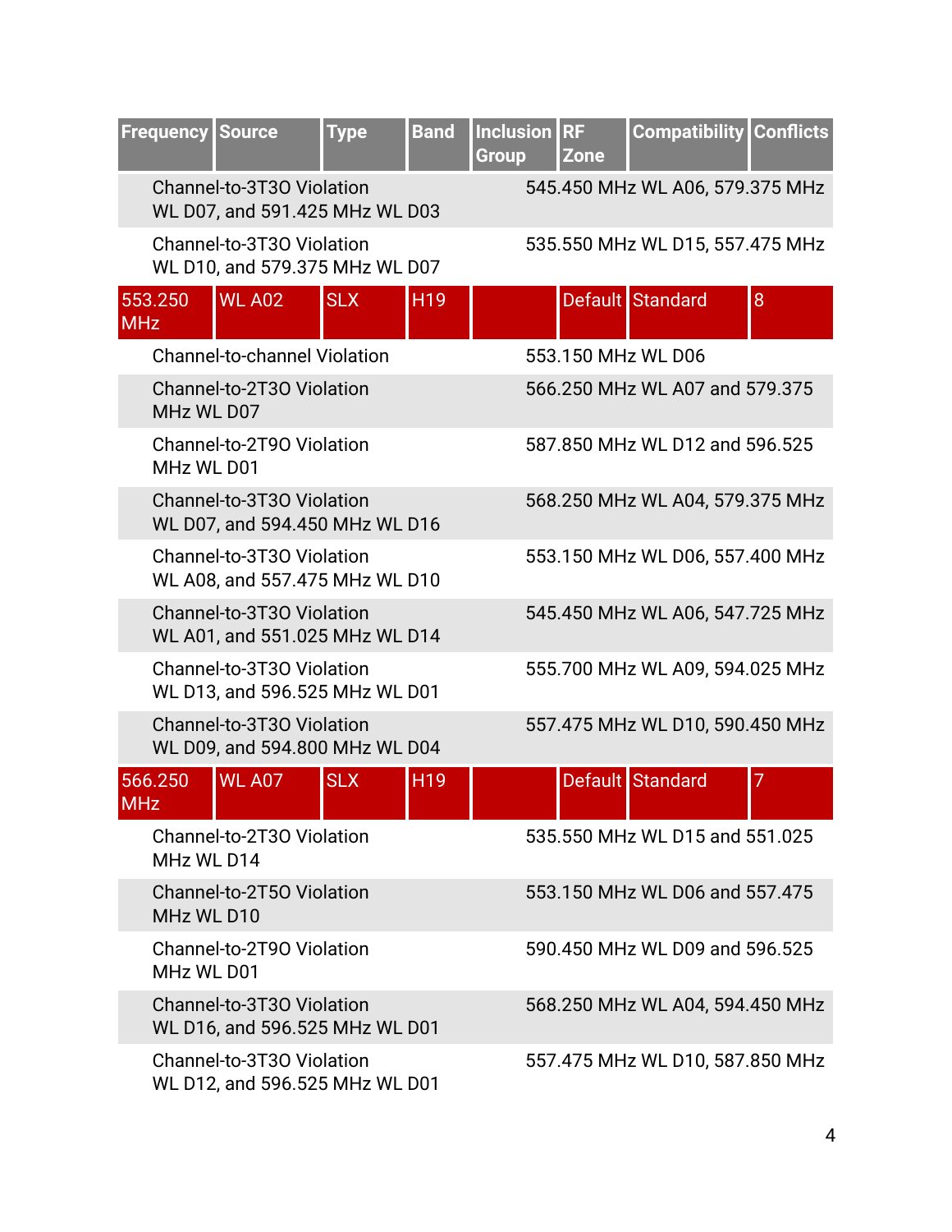| Frequency | Source | Type | Band | Inclusion Group | RF Zone | Compatibility | Conflicts |
|---|---|---|---|---|---|---|---|
| | Channel-to-3T3O Violation | | | | 545.450 MHz WL A06, 579.375 MHz WL D07, and 591.425 MHz WL D03 | | |
| | Channel-to-3T3O Violation | | | | 535.550 MHz WL D15, 557.475 MHz WL D10, and 579.375 MHz WL D07 | | |
| 553.250 MHz | WL A02 | SLX | H19 | | Default | Standard | 8 |
| | Channel-to-channel Violation | | | | 553.150 MHz WL D06 | | |
| | Channel-to-2T3O Violation | | | | 566.250 MHz WL A07 and 579.375 MHz WL D07 | | |
| | Channel-to-2T9O Violation | | | | 587.850 MHz WL D12 and 596.525 MHz WL D01 | | |
| | Channel-to-3T3O Violation | | | | 568.250 MHz WL A04, 579.375 MHz WL D07, and 594.450 MHz WL D16 | | |
| | Channel-to-3T3O Violation | | | | 553.150 MHz WL D06, 557.400 MHz WL A08, and 557.475 MHz WL D10 | | |
| | Channel-to-3T3O Violation | | | | 545.450 MHz WL A06, 547.725 MHz WL A01, and 551.025 MHz WL D14 | | |
| | Channel-to-3T3O Violation | | | | 555.700 MHz WL A09, 594.025 MHz WL D13, and 596.525 MHz WL D01 | | |
| | Channel-to-3T3O Violation | | | | 557.475 MHz WL D10, 590.450 MHz WL D09, and 594.800 MHz WL D04 | | |
| 566.250 MHz | WL A07 | SLX | H19 | | Default | Standard | 7 |
| | Channel-to-2T3O Violation | | | | 535.550 MHz WL D15 and 551.025 MHz WL D14 | | |
| | Channel-to-2T5O Violation | | | | 553.150 MHz WL D06 and 557.475 MHz WL D10 | | |
| | Channel-to-2T9O Violation | | | | 590.450 MHz WL D09 and 596.525 MHz WL D01 | | |
| | Channel-to-3T3O Violation | | | | 568.250 MHz WL A04, 594.450 MHz WL D16, and 596.525 MHz WL D01 | | |
| | Channel-to-3T3O Violation | | | | 557.475 MHz WL D10, 587.850 MHz WL D12, and 596.525 MHz WL D01 | | |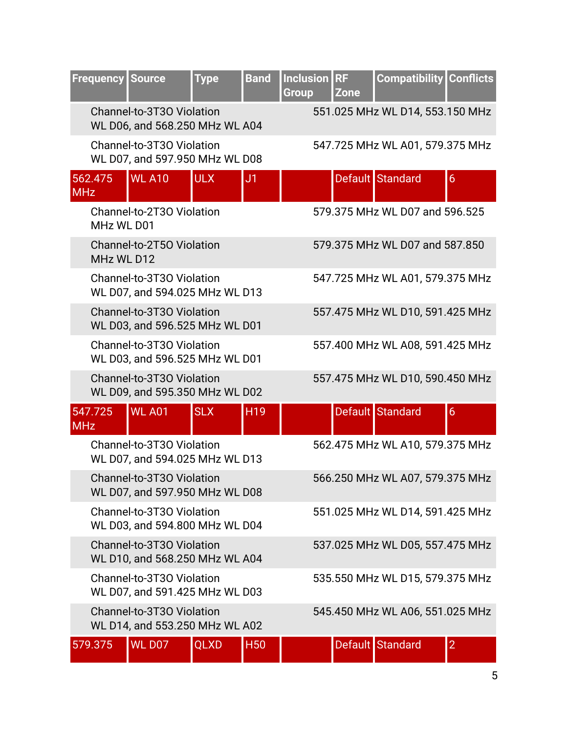| Frequency | Source | Type | Band | Inclusion Group | RF Zone | Compatibility | Conflicts |
|---|---|---|---|---|---|---|---|
| Channel-to-3T3O Violation | | | | 551.025 MHz WL D14, 553.150 MHz WL D06, and 568.250 MHz WL A04 | | | |
| Channel-to-3T3O Violation | | | | 547.725 MHz WL A01, 579.375 MHz WL D07, and 597.950 MHz WL D08 | | | |
| 562.475 MHz | WL A10 | ULX | J1 | | Default | Standard | 6 |
| Channel-to-2T3O Violation | | | | 579.375 MHz WL D07 and 596.525 MHz WL D01 | | | |
| Channel-to-2T5O Violation | | | | 579.375 MHz WL D07 and 587.850 MHz WL D12 | | | |
| Channel-to-3T3O Violation | | | | 547.725 MHz WL A01, 579.375 MHz WL D07, and 594.025 MHz WL D13 | | | |
| Channel-to-3T3O Violation | | | | 557.475 MHz WL D10, 591.425 MHz WL D03, and 596.525 MHz WL D01 | | | |
| Channel-to-3T3O Violation | | | | 557.400 MHz WL A08, 591.425 MHz WL D03, and 596.525 MHz WL D01 | | | |
| Channel-to-3T3O Violation | | | | 557.475 MHz WL D10, 590.450 MHz WL D09, and 595.350 MHz WL D02 | | | |
| 547.725 MHz | WL A01 | SLX | H19 | | Default | Standard | 6 |
| Channel-to-3T3O Violation | | | | 562.475 MHz WL A10, 579.375 MHz WL D07, and 594.025 MHz WL D13 | | | |
| Channel-to-3T3O Violation | | | | 566.250 MHz WL A07, 579.375 MHz WL D07, and 597.950 MHz WL D08 | | | |
| Channel-to-3T3O Violation | | | | 551.025 MHz WL D14, 591.425 MHz WL D03, and 594.800 MHz WL D04 | | | |
| Channel-to-3T3O Violation | | | | 537.025 MHz WL D05, 557.475 MHz WL D10, and 568.250 MHz WL A04 | | | |
| Channel-to-3T3O Violation | | | | 535.550 MHz WL D15, 579.375 MHz WL D07, and 591.425 MHz WL D03 | | | |
| Channel-to-3T3O Violation | | | | 545.450 MHz WL A06, 551.025 MHz WL D14, and 553.250 MHz WL A02 | | | |
| 579.375 | WL D07 | QLXD | H50 | | Default | Standard | 2 |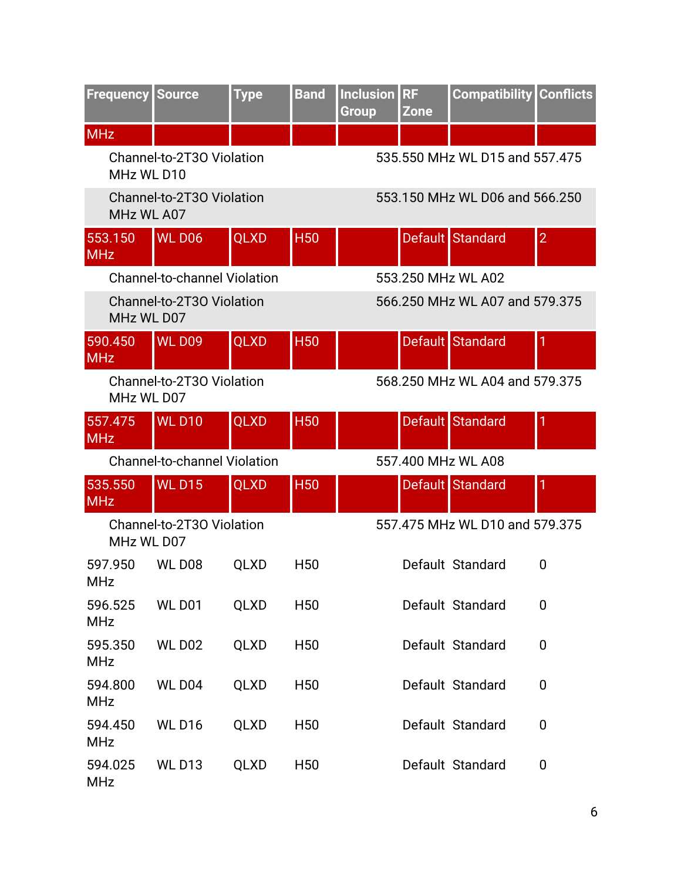| Frequency | Source | Type | Band | Inclusion Group | RF Zone | Compatibility | Conflicts |
|---|---|---|---|---|---|---|---|
| MHz | | | | | | | |
| | Channel-to-2T3O Violation | | | 535.550 MHz WL D15 and 557.475 MHz WL D10 | | | |
| | Channel-to-2T3O Violation | | | 553.150 MHz WL D06 and 566.250 MHz WL A07 | | | |
| 553.150 MHz | WL D06 | QLXD | H50 | | Default | Standard | 2 |
| | Channel-to-channel Violation | | | 553.250 MHz WL A02 | | | |
| | Channel-to-2T3O Violation | | | 566.250 MHz WL A07 and 579.375 MHz WL D07 | | | |
| 590.450 MHz | WL D09 | QLXD | H50 | | Default | Standard | 1 |
| | Channel-to-2T3O Violation | | | 568.250 MHz WL A04 and 579.375 MHz WL D07 | | | |
| 557.475 MHz | WL D10 | QLXD | H50 | | Default | Standard | 1 |
| | Channel-to-channel Violation | | | 557.400 MHz WL A08 | | | |
| 535.550 MHz | WL D15 | QLXD | H50 | | Default | Standard | 1 |
| | Channel-to-2T3O Violation | | | 557.475 MHz WL D10 and 579.375 MHz WL D07 | | | |
| 597.950 MHz | WL D08 | QLXD | H50 | | Default | Standard | 0 |
| 596.525 MHz | WL D01 | QLXD | H50 | | Default | Standard | 0 |
| 595.350 MHz | WL D02 | QLXD | H50 | | Default | Standard | 0 |
| 594.800 MHz | WL D04 | QLXD | H50 | | Default | Standard | 0 |
| 594.450 MHz | WL D16 | QLXD | H50 | | Default | Standard | 0 |
| 594.025 MHz | WL D13 | QLXD | H50 | | Default | Standard | 0 |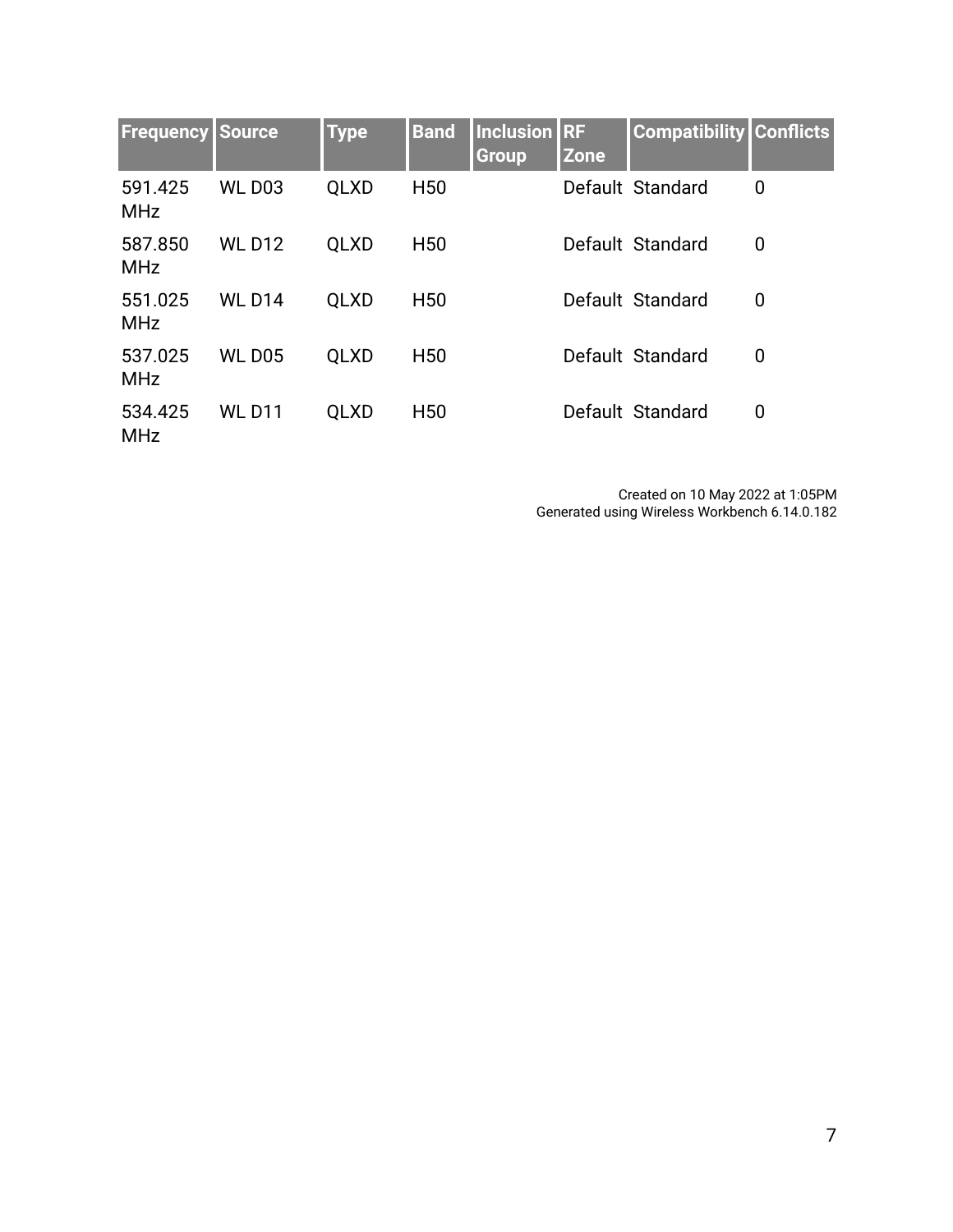| Frequency | Source | Type | Band | Inclusion Group | RF Zone | Compatibility | Conflicts |
|---|---|---|---|---|---|---|---|
| 591.425 MHz | WL D03 | QLXD | H50 | | Default | Standard | 0 |
| 587.850 MHz | WL D12 | QLXD | H50 | | Default | Standard | 0 |
| 551.025 MHz | WL D14 | QLXD | H50 | | Default | Standard | 0 |
| 537.025 MHz | WL D05 | QLXD | H50 | | Default | Standard | 0 |
| 534.425 MHz | WL D11 | QLXD | H50 | | Default | Standard | 0 |

Created on 10 May 2022 at 1:05PM
Generated using Wireless Workbench 6.14.0.182